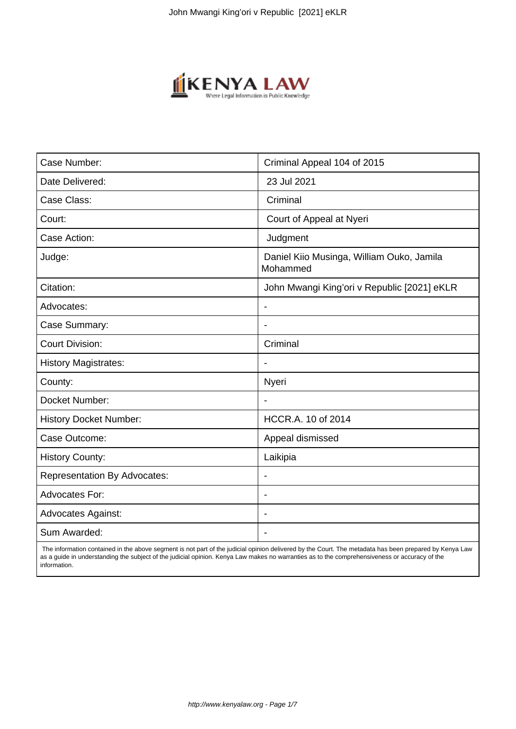| Case Number: | Criminal Appeal 104 of 2015 |
|---|---|
| Date Delivered: | 23 Jul 2021 |
| Case Class: | Criminal |
| Court: | Court of Appeal at Nyeri |
| Case Action: | Judgment |
| Judge: | Daniel Kiio Musinga, William Ouko, Jamila Mohammed |
| Citation: | John Mwangi King'ori v Republic [2021] eKLR |
| Advocates: | - |
| Case Summary: | - |
| Court Division: | Criminal |
| History Magistrates: | - |
| County: | Nyeri |
| Docket Number: | - |
| History Docket Number: | HCCR.A. 10 of 2014 |
| Case Outcome: | Appeal dismissed |
| History County: | Laikipia |
| Representation By Advocates: | - |
| Advocates For: | - |
| Advocates Against: | - |
| Sum Awarded: | - |

The information contained in the above segment is not part of the judicial opinion delivered by the Court. The metadata has been prepared by Kenya Law as a guide in understanding the subject of the judicial opinion. Kenya Law makes no warranties as to the comprehensiveness or accuracy of the information.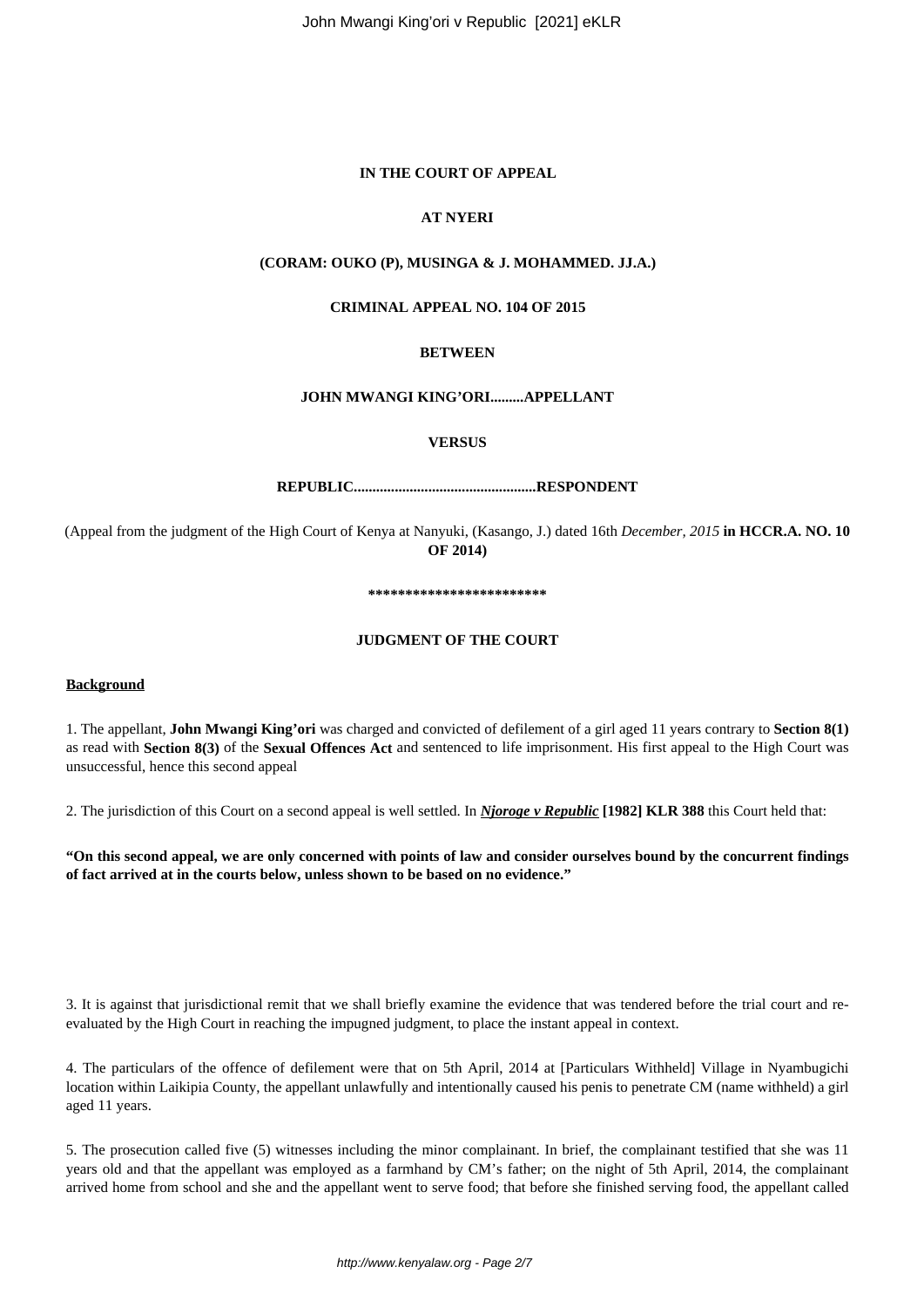**IN THE COURT OF APPEAL**

**AT NYERI**

**(CORAM: OUKO (P), MUSINGA & J. MOHAMMED. JJ.A.)**

**CRIMINAL APPEAL NO. 104 OF 2015**

**BETWEEN**

**JOHN MWANGI KING'ORI.........APPELLANT**

**VERSUS**

**REPUBLIC.................................................RESPONDENT**

(Appeal from the judgment of the High Court of Kenya at Nanyuki, (Kasango, J.) dated 16th *December, 2015* **in HCCR.A. NO. 10 OF 2014)**

**************************

**JUDGMENT OF THE COURT**

**Background**

1. The appellant, **John Mwangi King'ori** was charged and convicted of defilement of a girl aged 11 years contrary to **Section 8(1)** as read with **Section 8(3)** of the **Sexual Offences Act** and sentenced to life imprisonment. His first appeal to the High Court was unsuccessful, hence this second appeal

2. The jurisdiction of this Court on a second appeal is well settled. In ***Njoroge v Republic*** **[1982] KLR 388** this Court held that:

**"On this second appeal, we are only concerned with points of law and consider ourselves bound by the concurrent findings of fact arrived at in the courts below, unless shown to be based on no evidence."**

3. It is against that jurisdictional remit that we shall briefly examine the evidence that was tendered before the trial court and re-evaluated by the High Court in reaching the impugned judgment, to place the instant appeal in context.

4. The particulars of the offence of defilement were that on 5th April, 2014 at [Particulars Withheld] Village in Nyambugichi location within Laikipia County, the appellant unlawfully and intentionally caused his penis to penetrate CM (name withheld) a girl aged 11 years.

5. The prosecution called five (5) witnesses including the minor complainant. In brief, the complainant testified that she was 11 years old and that the appellant was employed as a farmhand by CM's father; on the night of 5th April, 2014, the complainant arrived home from school and she and the appellant went to serve food; that before she finished serving food, the appellant called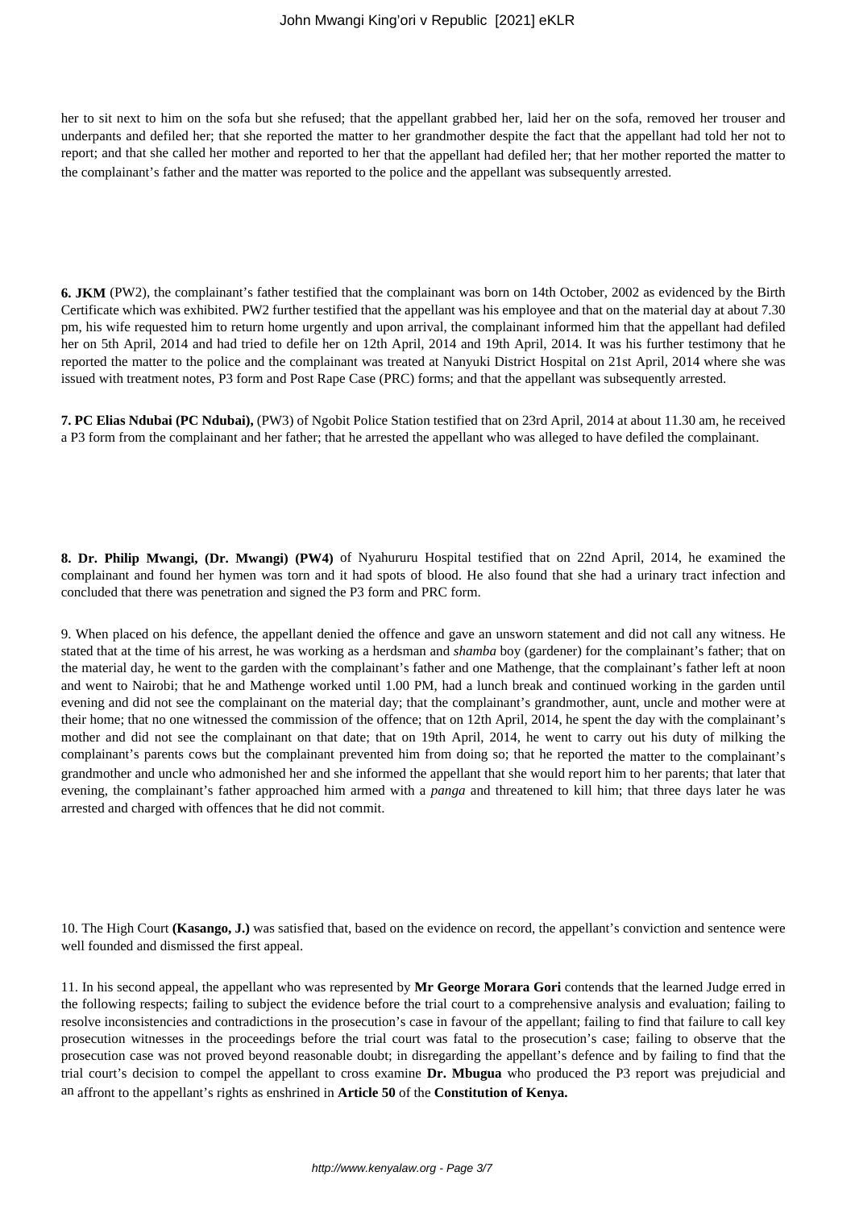her to sit next to him on the sofa but she refused; that the appellant grabbed her, laid her on the sofa, removed her trouser and underpants and defiled her; that she reported the matter to her grandmother despite the fact that the appellant had told her not to report; and that she called her mother and reported to her that the appellant had defiled her; that her mother reported the matter to the complainant's father and the matter was reported to the police and the appellant was subsequently arrested.

**6. JKM** (PW2), the complainant's father testified that the complainant was born on 14th October, 2002 as evidenced by the Birth Certificate which was exhibited. PW2 further testified that the appellant was his employee and that on the material day at about 7.30 pm, his wife requested him to return home urgently and upon arrival, the complainant informed him that the appellant had defiled her on 5th April, 2014 and had tried to defile her on 12th April, 2014 and 19th April, 2014. It was his further testimony that he reported the matter to the police and the complainant was treated at Nanyuki District Hospital on 21st April, 2014 where she was issued with treatment notes, P3 form and Post Rape Case (PRC) forms; and that the appellant was subsequently arrested.

**7. PC Elias Ndubai (PC Ndubai),** (PW3) of Ngobit Police Station testified that on 23rd April, 2014 at about 11.30 am, he received a P3 form from the complainant and her father; that he arrested the appellant who was alleged to have defiled the complainant.

**8. Dr. Philip Mwangi, (Dr. Mwangi) (PW4)** of Nyahururu Hospital testified that on 22nd April, 2014, he examined the complainant and found her hymen was torn and it had spots of blood. He also found that she had a urinary tract infection and concluded that there was penetration and signed the P3 form and PRC form.

9. When placed on his defence, the appellant denied the offence and gave an unsworn statement and did not call any witness. He stated that at the time of his arrest, he was working as a herdsman and *shamba* boy (gardener) for the complainant's father; that on the material day, he went to the garden with the complainant's father and one Mathenge, that the complainant's father left at noon and went to Nairobi; that he and Mathenge worked until 1.00 PM, had a lunch break and continued working in the garden until evening and did not see the complainant on the material day; that the complainant's grandmother, aunt, uncle and mother were at their home; that no one witnessed the commission of the offence; that on 12th April, 2014, he spent the day with the complainant's mother and did not see the complainant on that date; that on 19th April, 2014, he went to carry out his duty of milking the complainant's parents cows but the complainant prevented him from doing so; that he reported the matter to the complainant's grandmother and uncle who admonished her and she informed the appellant that she would report him to her parents; that later that evening, the complainant's father approached him armed with a *panga* and threatened to kill him; that three days later he was arrested and charged with offences that he did not commit.

10. The High Court **(Kasango, J.)** was satisfied that, based on the evidence on record, the appellant's conviction and sentence were well founded and dismissed the first appeal.

11. In his second appeal, the appellant who was represented by **Mr George Morara Gori** contends that the learned Judge erred in the following respects; failing to subject the evidence before the trial court to a comprehensive analysis and evaluation; failing to resolve inconsistencies and contradictions in the prosecution's case in favour of the appellant; failing to find that failure to call key prosecution witnesses in the proceedings before the trial court was fatal to the prosecution's case; failing to observe that the prosecution case was not proved beyond reasonable doubt; in disregarding the appellant's defence and by failing to find that the trial court's decision to compel the appellant to cross examine **Dr. Mbugua** who produced the P3 report was prejudicial and an affront to the appellant's rights as enshrined in **Article 50** of the **Constitution of Kenya.**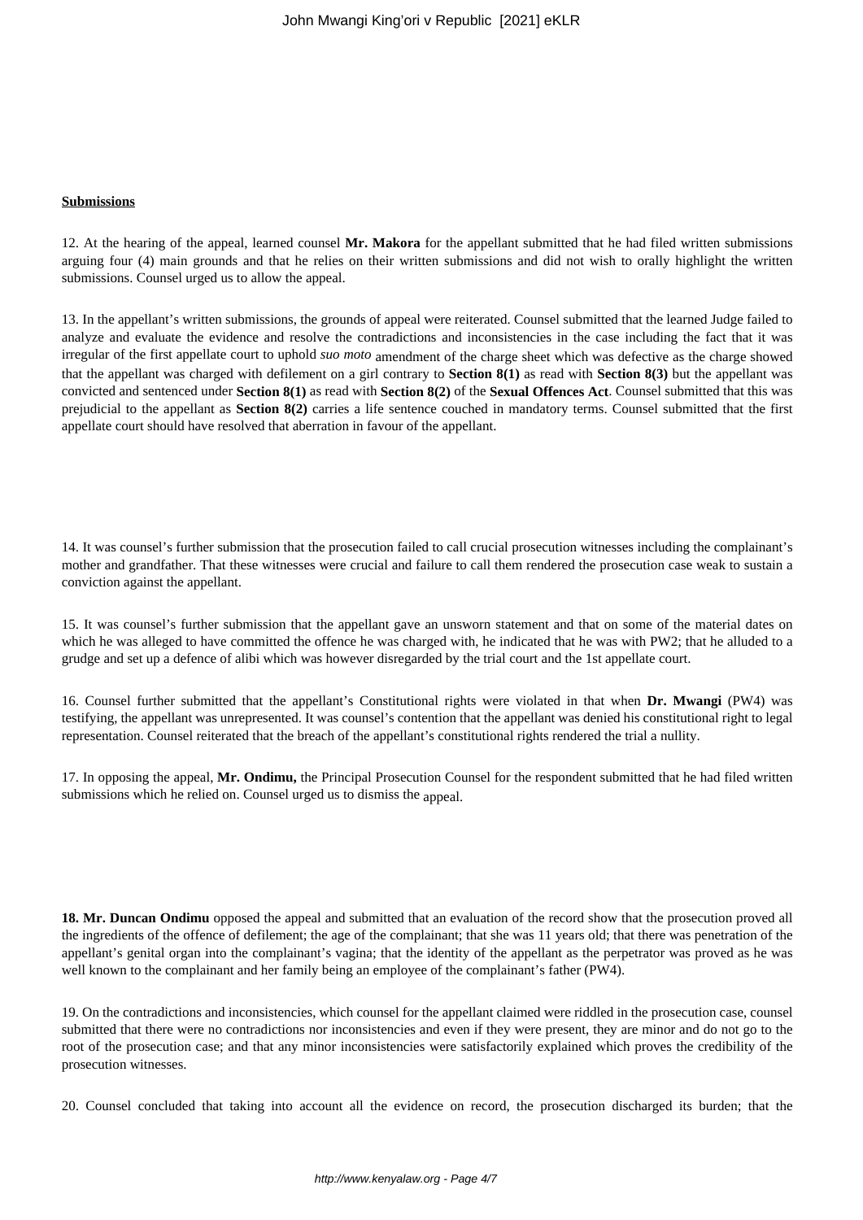**Submissions**

12. At the hearing of the appeal, learned counsel **Mr. Makora** for the appellant submitted that he had filed written submissions arguing four (4) main grounds and that he relies on their written submissions and did not wish to orally highlight the written submissions. Counsel urged us to allow the appeal.

13. In the appellant's written submissions, the grounds of appeal were reiterated. Counsel submitted that the learned Judge failed to analyze and evaluate the evidence and resolve the contradictions and inconsistencies in the case including the fact that it was irregular of the first appellate court to uphold *suo moto* amendment of the charge sheet which was defective as the charge showed that the appellant was charged with defilement on a girl contrary to **Section 8(1)** as read with **Section 8(3)** but the appellant was convicted and sentenced under **Section 8(1)** as read with **Section 8(2)** of the **Sexual Offences Act**. Counsel submitted that this was prejudicial to the appellant as **Section 8(2)** carries a life sentence couched in mandatory terms. Counsel submitted that the first appellate court should have resolved that aberration in favour of the appellant.

14. It was counsel's further submission that the prosecution failed to call crucial prosecution witnesses including the complainant's mother and grandfather. That these witnesses were crucial and failure to call them rendered the prosecution case weak to sustain a conviction against the appellant.

15. It was counsel's further submission that the appellant gave an unsworn statement and that on some of the material dates on which he was alleged to have committed the offence he was charged with, he indicated that he was with PW2; that he alluded to a grudge and set up a defence of alibi which was however disregarded by the trial court and the 1st appellate court.

16. Counsel further submitted that the appellant's Constitutional rights were violated in that when **Dr. Mwangi** (PW4) was testifying, the appellant was unrepresented. It was counsel's contention that the appellant was denied his constitutional right to legal representation. Counsel reiterated that the breach of the appellant's constitutional rights rendered the trial a nullity.

17. In opposing the appeal, **Mr. Ondimu,** the Principal Prosecution Counsel for the respondent submitted that he had filed written submissions which he relied on. Counsel urged us to dismiss the appeal.

**18. Mr. Duncan Ondimu** opposed the appeal and submitted that an evaluation of the record show that the prosecution proved all the ingredients of the offence of defilement; the age of the complainant; that she was 11 years old; that there was penetration of the appellant's genital organ into the complainant's vagina; that the identity of the appellant as the perpetrator was proved as he was well known to the complainant and her family being an employee of the complainant's father (PW4).

19. On the contradictions and inconsistencies, which counsel for the appellant claimed were riddled in the prosecution case, counsel submitted that there were no contradictions nor inconsistencies and even if they were present, they are minor and do not go to the root of the prosecution case; and that any minor inconsistencies were satisfactorily explained which proves the credibility of the prosecution witnesses.

20. Counsel concluded that taking into account all the evidence on record, the prosecution discharged its burden; that the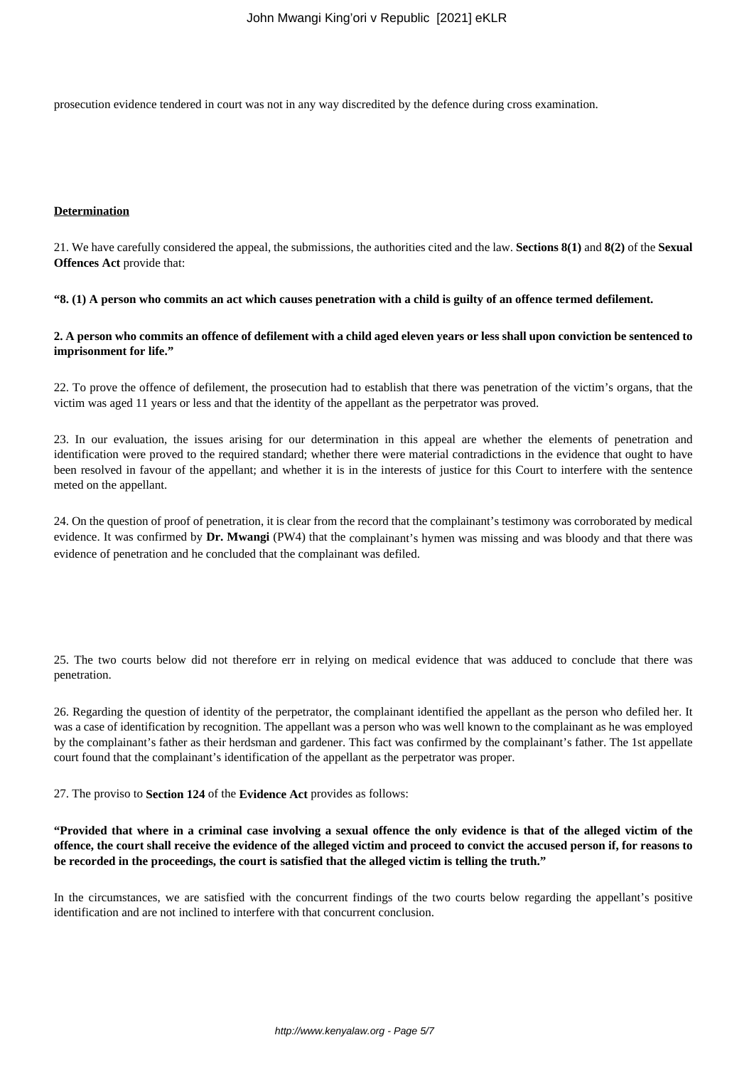prosecution evidence tendered in court was not in any way discredited by the defence during cross examination.

**Determination**

21. We have carefully considered the appeal, the submissions, the authorities cited and the law. **Sections 8(1)** and **8(2)** of the **Sexual Offences Act** provide that:

**"8. (1) A person who commits an act which causes penetration with a child is guilty of an offence termed defilement.**

**2. A person who commits an offence of defilement with a child aged eleven years or less shall upon conviction be sentenced to imprisonment for life."**

22. To prove the offence of defilement, the prosecution had to establish that there was penetration of the victim's organs, that the victim was aged 11 years or less and that the identity of the appellant as the perpetrator was proved.

23. In our evaluation, the issues arising for our determination in this appeal are whether the elements of penetration and identification were proved to the required standard; whether there were material contradictions in the evidence that ought to have been resolved in favour of the appellant; and whether it is in the interests of justice for this Court to interfere with the sentence meted on the appellant.

24. On the question of proof of penetration, it is clear from the record that the complainant's testimony was corroborated by medical evidence. It was confirmed by **Dr. Mwangi** (PW4) that the complainant's hymen was missing and was bloody and that there was evidence of penetration and he concluded that the complainant was defiled.

25. The two courts below did not therefore err in relying on medical evidence that was adduced to conclude that there was penetration.

26. Regarding the question of identity of the perpetrator, the complainant identified the appellant as the person who defiled her. It was a case of identification by recognition. The appellant was a person who was well known to the complainant as he was employed by the complainant's father as their herdsman and gardener. This fact was confirmed by the complainant's father. The 1st appellate court found that the complainant's identification of the appellant as the perpetrator was proper.

27. The proviso to **Section 124** of the **Evidence Act** provides as follows:

**"Provided that where in a criminal case involving a sexual offence the only evidence is that of the alleged victim of the offence, the court shall receive the evidence of the alleged victim and proceed to convict the accused person if, for reasons to be recorded in the proceedings, the court is satisfied that the alleged victim is telling the truth."**

In the circumstances, we are satisfied with the concurrent findings of the two courts below regarding the appellant's positive identification and are not inclined to interfere with that concurrent conclusion.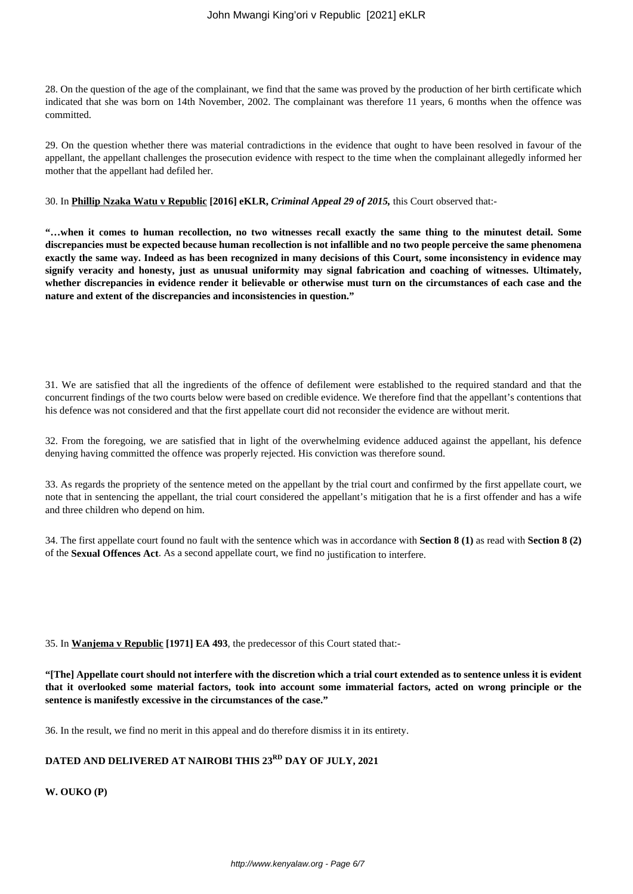28. On the question of the age of the complainant, we find that the same was proved by the production of her birth certificate which indicated that she was born on 14th November, 2002. The complainant was therefore 11 years, 6 months when the offence was committed.

29. On the question whether there was material contradictions in the evidence that ought to have been resolved in favour of the appellant, the appellant challenges the prosecution evidence with respect to the time when the complainant allegedly informed her mother that the appellant had defiled her.

30. In **Phillip Nzaka Watu v Republic [2016] eKLR,** ***Criminal Appeal 29 of 2015,*** this Court observed that:-

**"…when it comes to human recollection, no two witnesses recall exactly the same thing to the minutest detail. Some discrepancies must be expected because human recollection is not infallible and no two people perceive the same phenomena exactly the same way. Indeed as has been recognized in many decisions of this Court, some inconsistency in evidence may signify veracity and honesty, just as unusual uniformity may signal fabrication and coaching of witnesses. Ultimately, whether discrepancies in evidence render it believable or otherwise must turn on the circumstances of each case and the nature and extent of the discrepancies and inconsistencies in question."**

31. We are satisfied that all the ingredients of the offence of defilement were established to the required standard and that the concurrent findings of the two courts below were based on credible evidence. We therefore find that the appellant's contentions that his defence was not considered and that the first appellate court did not reconsider the evidence are without merit.

32. From the foregoing, we are satisfied that in light of the overwhelming evidence adduced against the appellant, his defence denying having committed the offence was properly rejected. His conviction was therefore sound.

33. As regards the propriety of the sentence meted on the appellant by the trial court and confirmed by the first appellate court, we note that in sentencing the appellant, the trial court considered the appellant's mitigation that he is a first offender and has a wife and three children who depend on him.

34. The first appellate court found no fault with the sentence which was in accordance with **Section 8 (1)** as read with **Section 8 (2)** of the **Sexual Offences Act**. As a second appellate court, we find no justification to interfere.

35. In **Wanjema v Republic [1971] EA 493**, the predecessor of this Court stated that:-

**"[The] Appellate court should not interfere with the discretion which a trial court extended as to sentence unless it is evident that it overlooked some material factors, took into account some immaterial factors, acted on wrong principle or the sentence is manifestly excessive in the circumstances of the case."**

36. In the result, we find no merit in this appeal and do therefore dismiss it in its entirety.

**DATED AND DELIVERED AT NAIROBI THIS 23RD DAY OF JULY, 2021**

**W. OUKO (P)**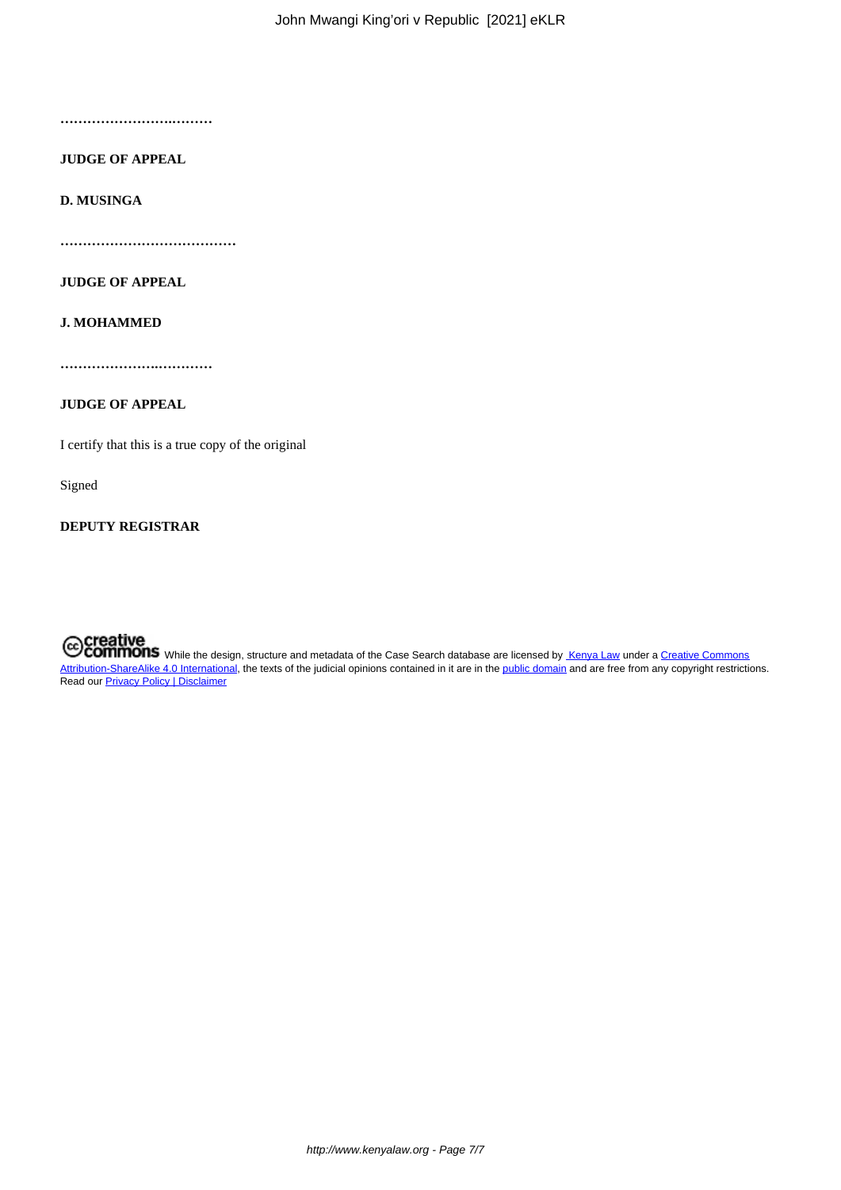……………………………

**JUDGE OF APPEAL**

**D. MUSINGA**

…………………………………

**JUDGE OF APPEAL**

**J. MOHAMMED**

……………………………

**JUDGE OF APPEAL**

I certify that this is a true copy of the original

Signed

**DEPUTY REGISTRAR**

While the design, structure and metadata of the Case Search database are licensed by Kenya Law under a Creative Commons Attribution-ShareAlike 4.0 International, the texts of the judicial opinions contained in it are in the public domain and are free from any copyright restrictions. Read our Privacy Policy | Disclaimer